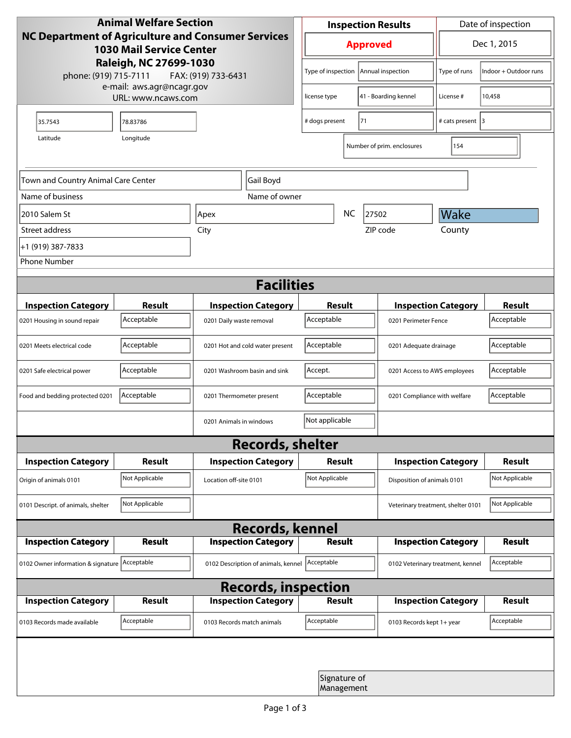**Animal Welfare Section**
**NC Department of Agriculture and Consumer Services**
**1030 Mail Service Center**
**Raleigh, NC 27699-1030**
phone: (919) 715-7111 FAX: (919) 733-6431
e-mail: aws.agr@ncagr.gov
URL: www.ncaws.com

| Inspection Results | Date of inspection |
|---|---|
| **Approved** | Dec 1, 2015 |

| | | | |
|---|---|---|---|
| Type of inspection | Annual inspection | Type of runs | Indoor + Outdoor runs |
| license type | 41 - Boarding kennel | License # | 10,458 |
| # dogs present | 71 | # cats present | 3 |
| Number of prim. enclosures | 154 | | |

| Latitude | Longitude |
|---|---|
| 35.7543 | 78.83786 |

| | |
|---|---|
| Name of business | Town and Country Animal Care Center |
| Name of owner | Gail Boyd |
| Street address | 2010 Salem St |
| City | Apex |
| State | NC |
| ZIP code | 27502 |
| County | Wake |
| Phone Number | +1 (919) 387-7833 |

## Facilities

| Inspection Category | Result | Inspection Category | Result | Inspection Category | Result |
|---|---|---|---|---|---|
| 0201 Housing in sound repair | Acceptable | 0201 Daily waste removal | Acceptable | 0201 Perimeter Fence | Acceptable |
| 0201 Meets electrical code | Acceptable | 0201 Hot and cold water present | Acceptable | 0201 Adequate drainage | Acceptable |
| 0201 Safe electrical power | Acceptable | 0201 Washroom basin and sink | Accept. | 0201 Access to AWS employees | Acceptable |
| Food and bedding protected 0201 | Acceptable | 0201 Thermometer present | Acceptable | 0201 Compliance with welfare | Acceptable |
| | | 0201 Animals in windows | Not applicable | | |

## Records, shelter

| Inspection Category | Result | Inspection Category | Result | Inspection Category | Result |
|---|---|---|---|---|---|
| Origin of animals 0101 | Not Applicable | Location off-site 0101 | Not Applicable | Disposition of animals 0101 | Not Applicable |
| 0101 Descript. of animals, shelter | Not Applicable | | | Veterinary treatment, shelter 0101 | Not Applicable |

## Records, kennel

| Inspection Category | Result | Inspection Category | Result | Inspection Category | Result |
|---|---|---|---|---|---|
| 0102 Owner information & signature | Acceptable | 0102 Description of animals, kennel | Acceptable | 0102 Veterinary treatment, kennel | Acceptable |

## Records, inspection

| Inspection Category | Result | Inspection Category | Result | Inspection Category | Result |
|---|---|---|---|---|---|
| 0103 Records made available | Acceptable | 0103 Records match animals | Acceptable | 0103 Records kept 1+ year | Acceptable |

Signature of Management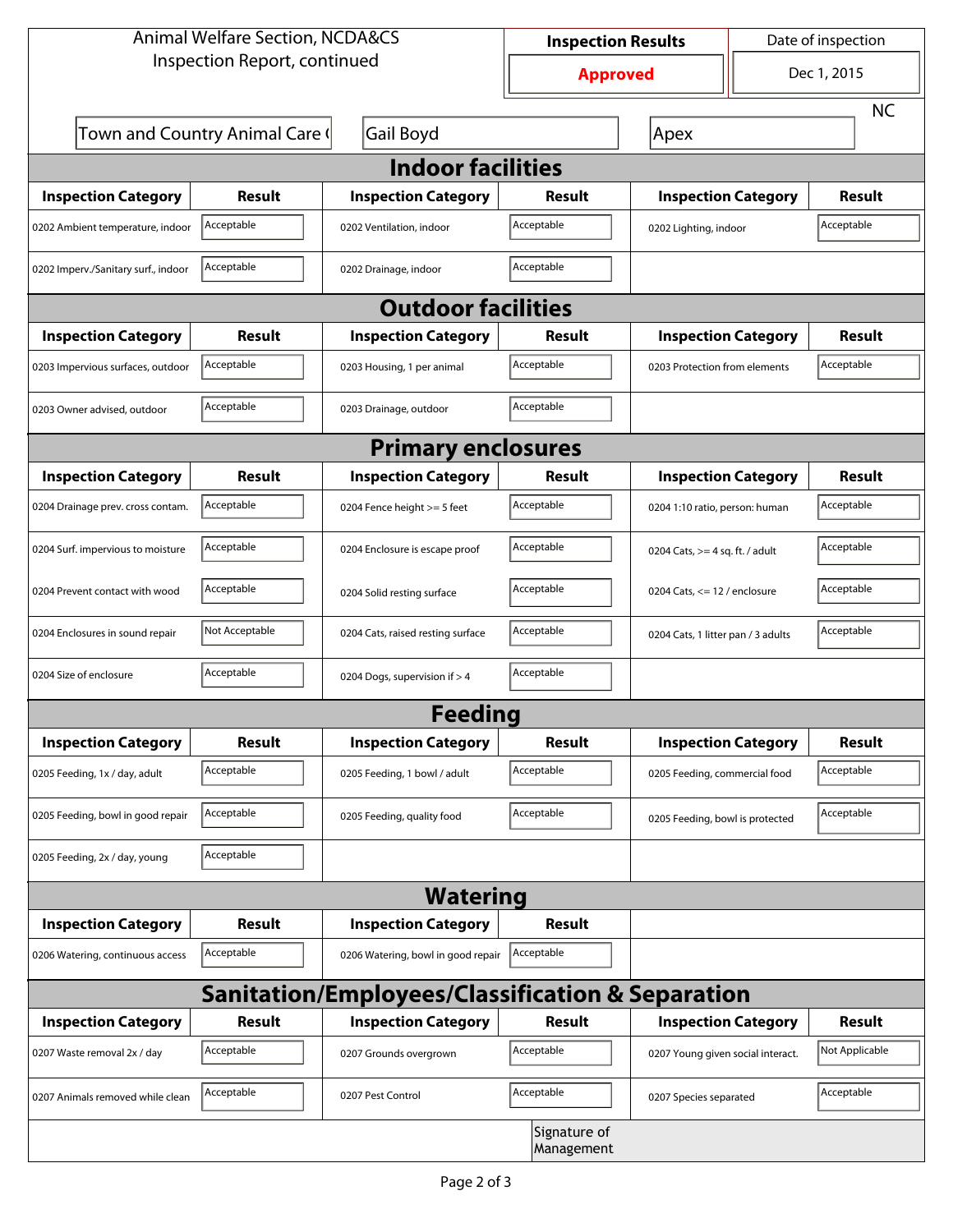Animal Welfare Section, NCDA&CS
Inspection Report, continued

| Inspection Results | Date of inspection |
|---|---|
| **Approved** | Dec 1, 2015 |

Town and Country Animal Care ( | Gail Boyd | Apex | NC

## Indoor facilities

| Inspection Category | Result | Inspection Category | Result | Inspection Category | Result |
|---|---|---|---|---|---|
| 0202 Ambient temperature, indoor | Acceptable | 0202 Ventilation, indoor | Acceptable | 0202 Lighting, indoor | Acceptable |
| 0202 Imperv./Sanitary surf., indoor | Acceptable | 0202 Drainage, indoor | Acceptable | | |

## Outdoor facilities

| Inspection Category | Result | Inspection Category | Result | Inspection Category | Result |
|---|---|---|---|---|---|
| 0203 Impervious surfaces, outdoor | Acceptable | 0203 Housing, 1 per animal | Acceptable | 0203 Protection from elements | Acceptable |
| 0203 Owner advised, outdoor | Acceptable | 0203 Drainage, outdoor | Acceptable | | |

## Primary enclosures

| Inspection Category | Result | Inspection Category | Result | Inspection Category | Result |
|---|---|---|---|---|---|
| 0204 Drainage prev. cross contam. | Acceptable | 0204 Fence height >= 5 feet | Acceptable | 0204 1:10 ratio, person: human | Acceptable |
| 0204 Surf. impervious to moisture | Acceptable | 0204 Enclosure is escape proof | Acceptable | 0204 Cats, >= 4 sq. ft. / adult | Acceptable |
| 0204 Prevent contact with wood | Acceptable | 0204 Solid resting surface | Acceptable | 0204 Cats, <= 12 / enclosure | Acceptable |
| 0204 Enclosures in sound repair | Not Acceptable | 0204 Cats, raised resting surface | Acceptable | 0204 Cats, 1 litter pan / 3 adults | Acceptable |
| 0204 Size of enclosure | Acceptable | 0204 Dogs, supervision if > 4 | Acceptable | | |

## Feeding

| Inspection Category | Result | Inspection Category | Result | Inspection Category | Result |
|---|---|---|---|---|---|
| 0205 Feeding, 1x / day, adult | Acceptable | 0205 Feeding, 1 bowl / adult | Acceptable | 0205 Feeding, commercial food | Acceptable |
| 0205 Feeding, bowl in good repair | Acceptable | 0205 Feeding, quality food | Acceptable | 0205 Feeding, bowl is protected | Acceptable |
| 0205 Feeding, 2x / day, young | Acceptable | | | | |

## Watering

| Inspection Category | Result | Inspection Category | Result |
|---|---|---|---|
| 0206 Watering, continuous access | Acceptable | 0206 Watering, bowl in good repair | Acceptable |

## Sanitation/Employees/Classification & Separation

| Inspection Category | Result | Inspection Category | Result | Inspection Category | Result |
|---|---|---|---|---|---|
| 0207 Waste removal 2x / day | Acceptable | 0207 Grounds overgrown | Acceptable | 0207 Young given social interact. | Not Applicable |
| 0207 Animals removed while clean | Acceptable | 0207 Pest Control | Acceptable | 0207 Species separated | Acceptable |

Signature of Management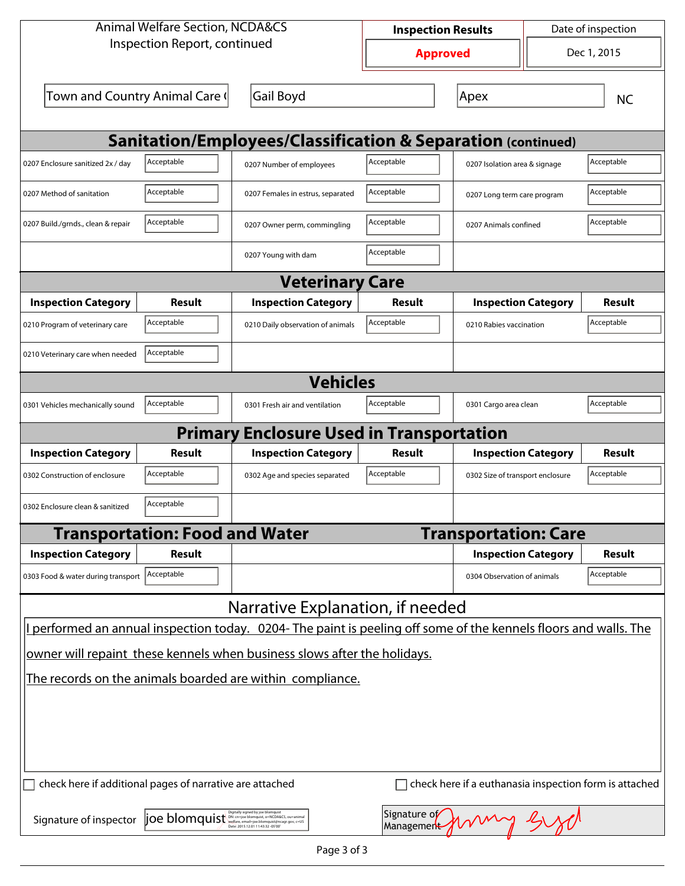Animal Welfare Section, NCDA&CS
Inspection Report, continued

| Inspection Results | Date of inspection |
|---|---|
| Approved | Dec 1, 2015 |

Town and Country Animal Care ( | Gail Boyd | Apex | NC

## Sanitation/Employees/Classification & Separation (continued)

| | | | | | |
|---|---|---|---|---|---|
| 0207 Enclosure sanitized 2x / day | Acceptable | 0207 Number of employees | Acceptable | 0207 Isolation area & signage | Acceptable |
| 0207 Method of sanitation | Acceptable | 0207 Females in estrus, separated | Acceptable | 0207 Long term care program | Acceptable |
| 0207 Build./grnds., clean & repair | Acceptable | 0207 Owner perm, commingling | Acceptable | 0207 Animals confined | Acceptable |
| | | 0207 Young with dam | Acceptable | | |

## Veterinary Care

| Inspection Category | Result | Inspection Category | Result | Inspection Category | Result |
|---|---|---|---|---|---|
| 0210 Program of veterinary care | Acceptable | 0210 Daily observation of animals | Acceptable | 0210 Rabies vaccination | Acceptable |
| 0210 Veterinary care when needed | Acceptable | | | | |

## Vehicles

| | | | | | |
|---|---|---|---|---|---|
| 0301 Vehicles mechanically sound | Acceptable | 0301 Fresh air and ventilation | Acceptable | 0301 Cargo area clean | Acceptable |

## Primary Enclosure Used in Transportation

| Inspection Category | Result | Inspection Category | Result | Inspection Category | Result |
|---|---|---|---|---|---|
| 0302 Construction of enclosure | Acceptable | 0302 Age and species separated | Acceptable | 0302 Size of transport enclosure | Acceptable |
| 0302 Enclosure clean & sanitized | Acceptable | | | | |

## Transportation: Food and Water

| Inspection Category | Result |
|---|---|
| 0303 Food & water during transport | Acceptable |

## Transportation: Care

| Inspection Category | Result |
|---|---|
| 0304 Observation of animals | Acceptable |

## Narrative Explanation, if needed

I performed an annual inspection today. 0204- The paint is peeling off some of the kennels floors and walls. The owner will repaint these kennels when business slows after the holidays.

The records on the animals boarded are within compliance.

☐ check here if additional pages of narrative are attached

☐ check here if a euthanasia inspection form is attached

Signature of inspector: joe blomquist (Digitally signed by joe blomquist, DN: cn=joe blomquist, o=NCDA&CS, ou=animal welfare, email=joe.blomquist@ncagr.gov, c=US, Date: 2015.12.01 11:43:32 -05'00')

Signature of Management: Jimmy Boyd